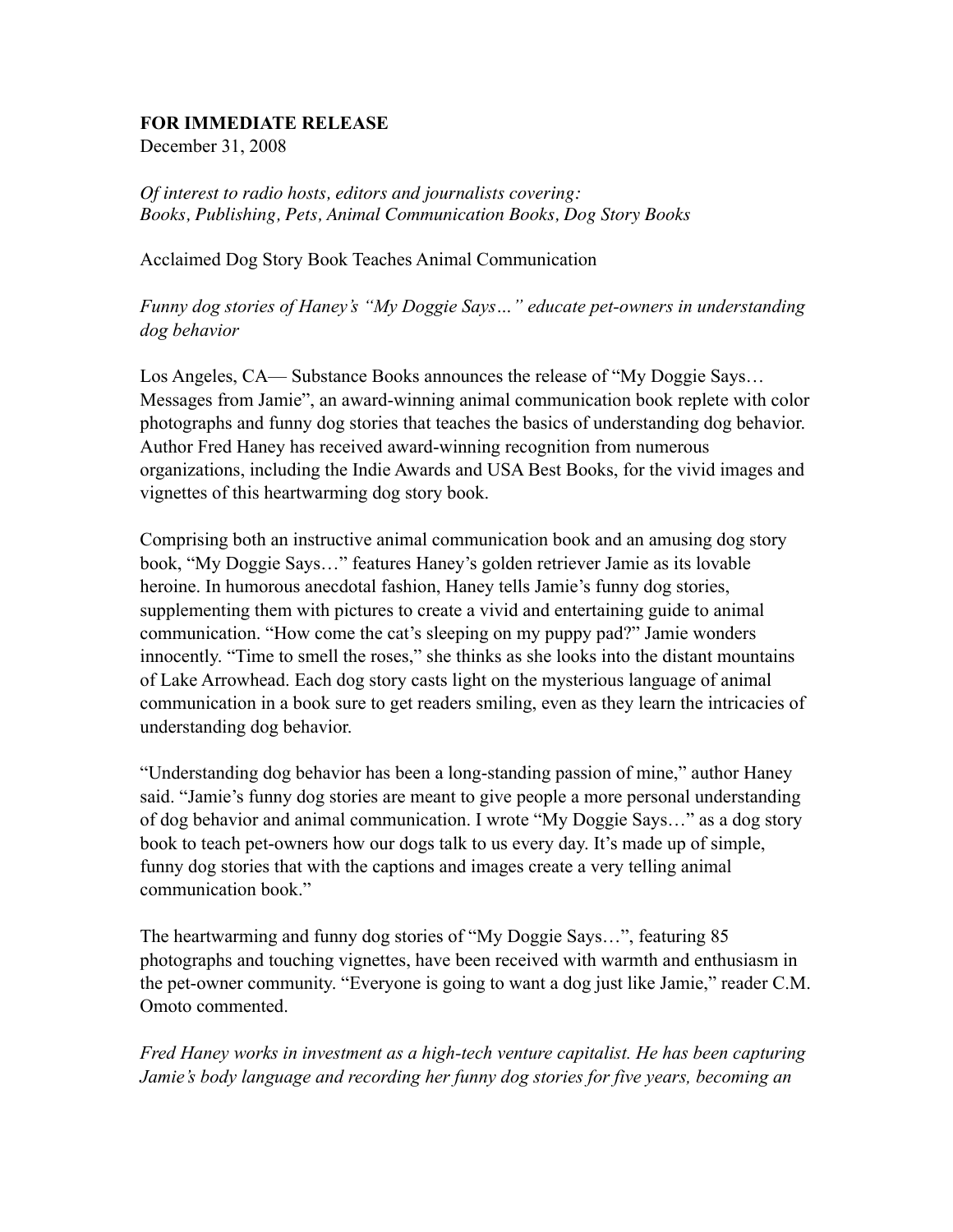**FOR IMMEDIATE RELEASE**
December 31, 2008

*Of interest to radio hosts, editors and journalists covering:*
*Books, Publishing, Pets, Animal Communication Books, Dog Story Books*

Acclaimed Dog Story Book Teaches Animal Communication

*Funny dog stories of Haney's "My Doggie Says…" educate pet-owners in understanding dog behavior*

Los Angeles, CA— Substance Books announces the release of "My Doggie Says… Messages from Jamie", an award-winning animal communication book replete with color photographs and funny dog stories that teaches the basics of understanding dog behavior. Author Fred Haney has received award-winning recognition from numerous organizations, including the Indie Awards and USA Best Books, for the vivid images and vignettes of this heartwarming dog story book.

Comprising both an instructive animal communication book and an amusing dog story book, "My Doggie Says…" features Haney's golden retriever Jamie as its lovable heroine. In humorous anecdotal fashion, Haney tells Jamie's funny dog stories, supplementing them with pictures to create a vivid and entertaining guide to animal communication. "How come the cat's sleeping on my puppy pad?" Jamie wonders innocently. "Time to smell the roses," she thinks as she looks into the distant mountains of Lake Arrowhead. Each dog story casts light on the mysterious language of animal communication in a book sure to get readers smiling, even as they learn the intricacies of understanding dog behavior.

"Understanding dog behavior has been a long-standing passion of mine," author Haney said. "Jamie's funny dog stories are meant to give people a more personal understanding of dog behavior and animal communication. I wrote "My Doggie Says…" as a dog story book to teach pet-owners how our dogs talk to us every day. It's made up of simple, funny dog stories that with the captions and images create a very telling animal communication book."

The heartwarming and funny dog stories of "My Doggie Says…", featuring 85 photographs and touching vignettes, have been received with warmth and enthusiasm in the pet-owner community. "Everyone is going to want a dog just like Jamie," reader C.M. Omoto commented.

*Fred Haney works in investment as a high-tech venture capitalist. He has been capturing Jamie's body language and recording her funny dog stories for five years, becoming an*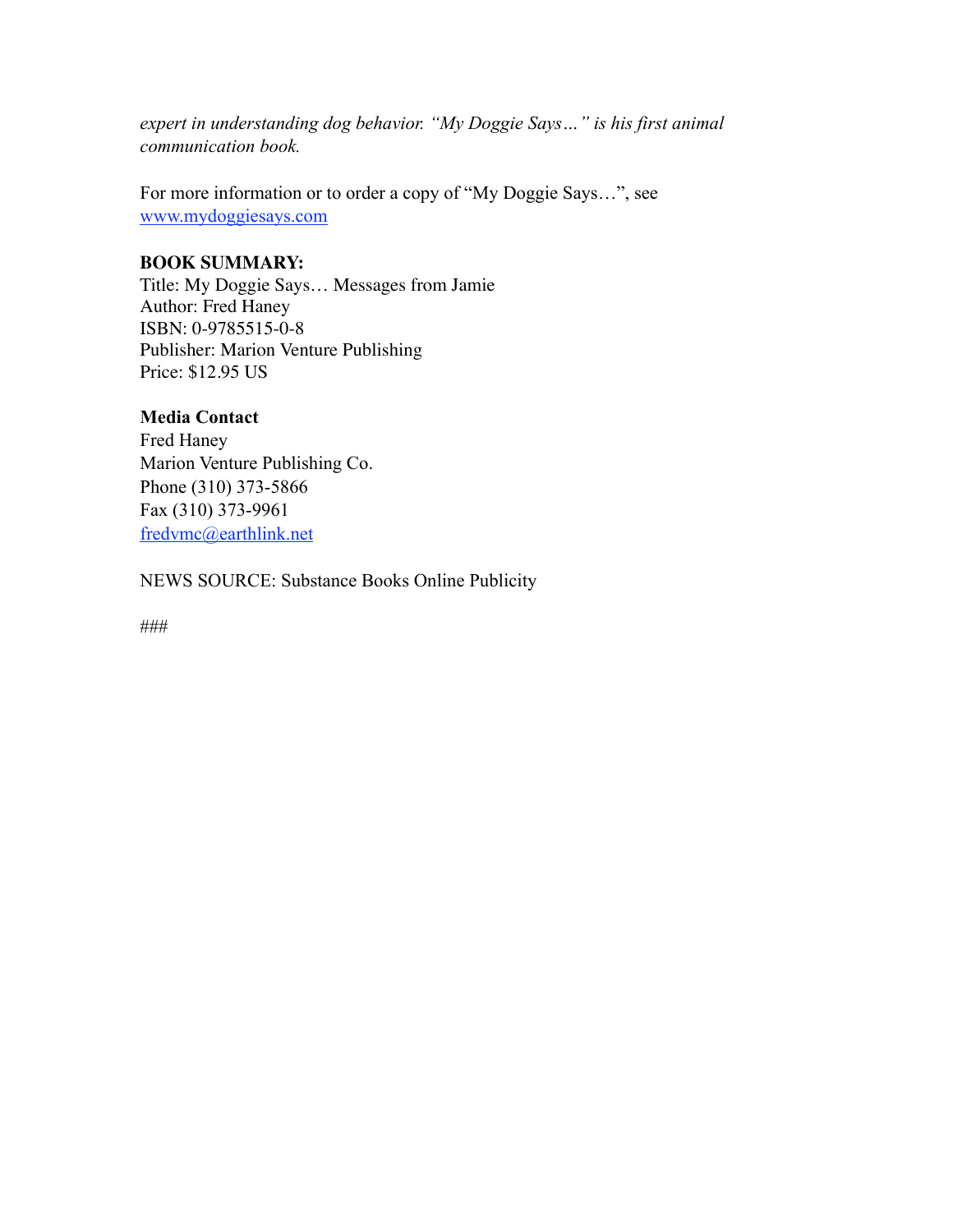*expert in understanding dog behavior. "My Doggie Says…" is his first animal communication book.*

For more information or to order a copy of "My Doggie Says…", see www.mydoggiesays.com

**BOOK SUMMARY:**
Title: My Doggie Says… Messages from Jamie
Author: Fred Haney
ISBN: 0-9785515-0-8
Publisher: Marion Venture Publishing
Price: $12.95 US

**Media Contact**
Fred Haney
Marion Venture Publishing Co.
Phone (310) 373-5866
Fax (310) 373-9961
fredvmc@earthlink.net

NEWS SOURCE: Substance Books Online Publicity

###